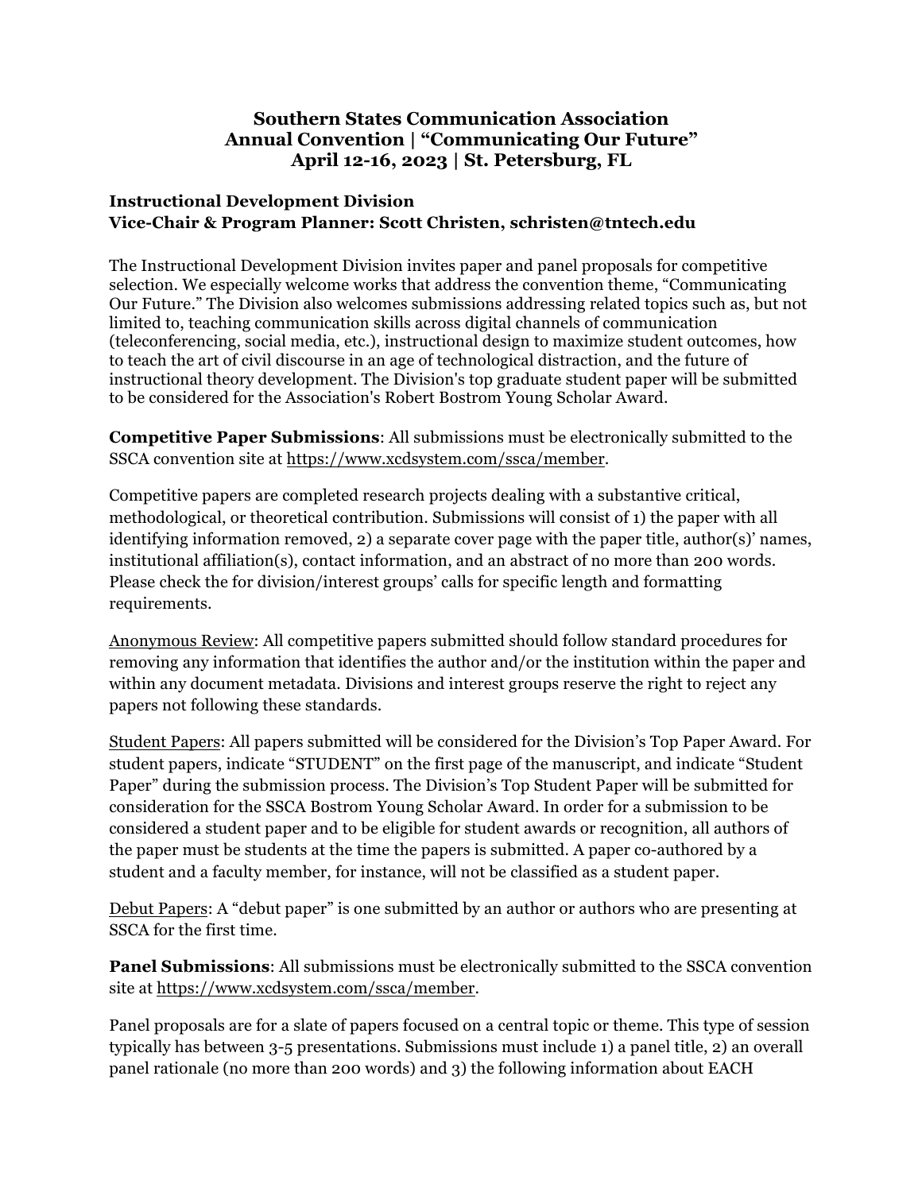# Southern States Communication Association
# Annual Convention | "Communicating Our Future"
# April 12-16, 2023 | St. Petersburg, FL

## Instructional Development Division
## Vice-Chair & Program Planner: Scott Christen, schristen@tntech.edu

The Instructional Development Division invites paper and panel proposals for competitive selection. We especially welcome works that address the convention theme, "Communicating Our Future." The Division also welcomes submissions addressing related topics such as, but not limited to, teaching communication skills across digital channels of communication (teleconferencing, social media, etc.), instructional design to maximize student outcomes, how to teach the art of civil discourse in an age of technological distraction, and the future of instructional theory development. The Division's top graduate student paper will be submitted to be considered for the Association's Robert Bostrom Young Scholar Award.

**Competitive Paper Submissions**: All submissions must be electronically submitted to the SSCA convention site at https://www.xcdsystem.com/ssca/member.

Competitive papers are completed research projects dealing with a substantive critical, methodological, or theoretical contribution. Submissions will consist of 1) the paper with all identifying information removed, 2) a separate cover page with the paper title, author(s)' names, institutional affiliation(s), contact information, and an abstract of no more than 200 words. Please check the for division/interest groups' calls for specific length and formatting requirements.

Anonymous Review: All competitive papers submitted should follow standard procedures for removing any information that identifies the author and/or the institution within the paper and within any document metadata. Divisions and interest groups reserve the right to reject any papers not following these standards.

Student Papers: All papers submitted will be considered for the Division's Top Paper Award. For student papers, indicate "STUDENT" on the first page of the manuscript, and indicate "Student Paper" during the submission process. The Division's Top Student Paper will be submitted for consideration for the SSCA Bostrom Young Scholar Award. In order for a submission to be considered a student paper and to be eligible for student awards or recognition, all authors of the paper must be students at the time the papers is submitted. A paper co-authored by a student and a faculty member, for instance, will not be classified as a student paper.

Debut Papers: A "debut paper" is one submitted by an author or authors who are presenting at SSCA for the first time.

**Panel Submissions**: All submissions must be electronically submitted to the SSCA convention site at https://www.xcdsystem.com/ssca/member.

Panel proposals are for a slate of papers focused on a central topic or theme. This type of session typically has between 3-5 presentations. Submissions must include 1) a panel title, 2) an overall panel rationale (no more than 200 words) and 3) the following information about EACH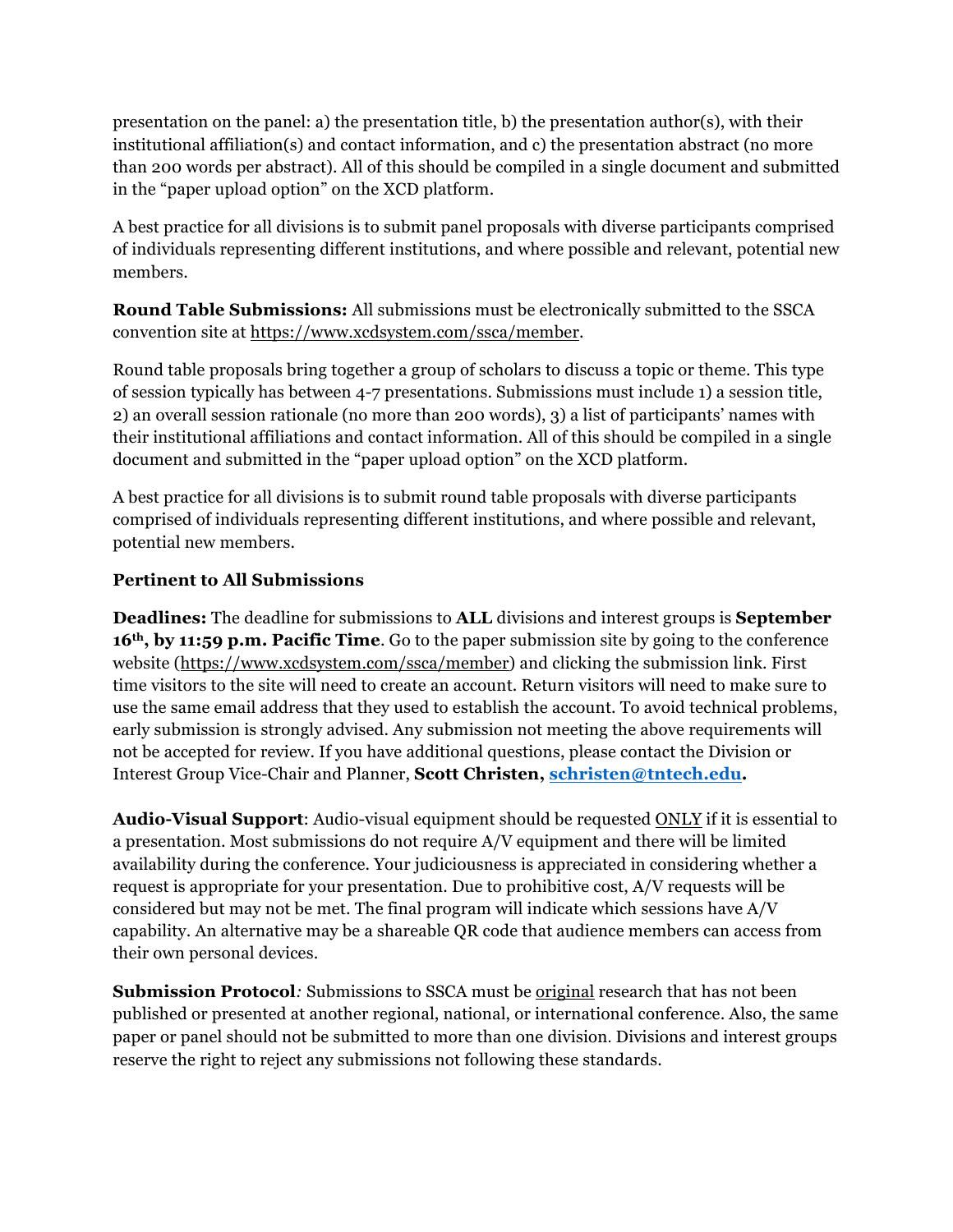presentation on the panel: a) the presentation title, b) the presentation author(s), with their institutional affiliation(s) and contact information, and c) the presentation abstract (no more than 200 words per abstract). All of this should be compiled in a single document and submitted in the "paper upload option" on the XCD platform.

A best practice for all divisions is to submit panel proposals with diverse participants comprised of individuals representing different institutions, and where possible and relevant, potential new members.

**Round Table Submissions:** All submissions must be electronically submitted to the SSCA convention site at https://www.xcdsystem.com/ssca/member.

Round table proposals bring together a group of scholars to discuss a topic or theme. This type of session typically has between 4-7 presentations. Submissions must include 1) a session title, 2) an overall session rationale (no more than 200 words), 3) a list of participants' names with their institutional affiliations and contact information. All of this should be compiled in a single document and submitted in the "paper upload option" on the XCD platform.

A best practice for all divisions is to submit round table proposals with diverse participants comprised of individuals representing different institutions, and where possible and relevant, potential new members.

**Pertinent to All Submissions**

**Deadlines:** The deadline for submissions to **ALL** divisions and interest groups is **September 16th, by 11:59 p.m. Pacific Time**. Go to the paper submission site by going to the conference website (https://www.xcdsystem.com/ssca/member) and clicking the submission link. First time visitors to the site will need to create an account. Return visitors will need to make sure to use the same email address that they used to establish the account. To avoid technical problems, early submission is strongly advised. Any submission not meeting the above requirements will not be accepted for review. If you have additional questions, please contact the Division or Interest Group Vice-Chair and Planner, **Scott Christen, schristen@tntech.edu.**

**Audio-Visual Support**: Audio-visual equipment should be requested ONLY if it is essential to a presentation. Most submissions do not require A/V equipment and there will be limited availability during the conference. Your judiciousness is appreciated in considering whether a request is appropriate for your presentation. Due to prohibitive cost, A/V requests will be considered but may not be met. The final program will indicate which sessions have A/V capability. An alternative may be a shareable QR code that audience members can access from their own personal devices.

**Submission Protocol***:* Submissions to SSCA must be original research that has not been published or presented at another regional, national, or international conference. Also, the same paper or panel should not be submitted to more than one division. Divisions and interest groups reserve the right to reject any submissions not following these standards.